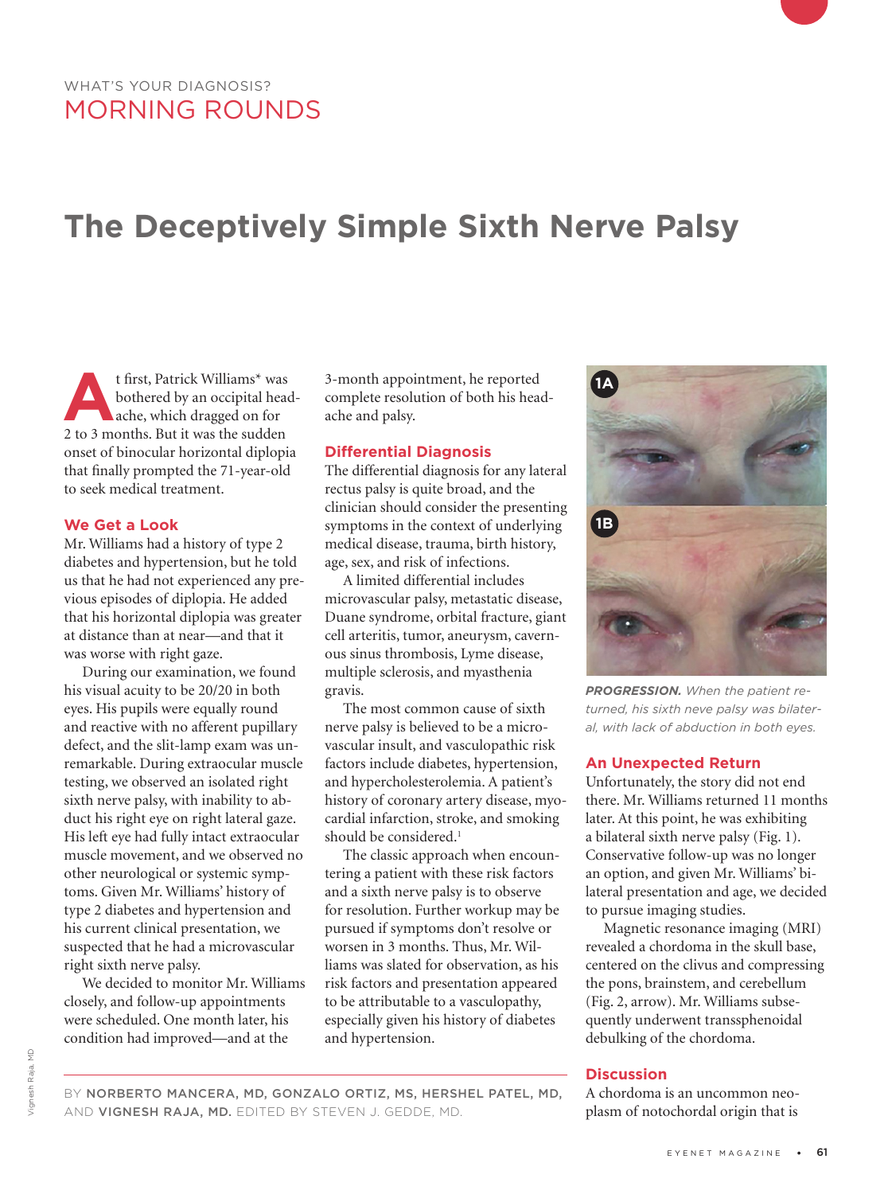WHAT'S YOUR DIAGNOSIS?

MORNING ROUNDS

# The Deceptively Simple Sixth Nerve Palsy

At first, Patrick Williams* was bothered by an occipital headache, which dragged on for 2 to 3 months. But it was the sudden onset of binocular horizontal diplopia that finally prompted the 71-year-old to seek medical treatment.

## We Get a Look

Mr. Williams had a history of type 2 diabetes and hypertension, but he told us that he had not experienced any previous episodes of diplopia. He added that his horizontal diplopia was greater at distance than at near—and that it was worse with right gaze.

During our examination, we found his visual acuity to be 20/20 in both eyes. His pupils were equally round and reactive with no afferent pupillary defect, and the slit-lamp exam was unremarkable. During extraocular muscle testing, we observed an isolated right sixth nerve palsy, with inability to abduct his right eye on right lateral gaze. His left eye had fully intact extraocular muscle movement, and we observed no other neurological or systemic symptoms. Given Mr. Williams' history of type 2 diabetes and hypertension and his current clinical presentation, we suspected that he had a microvascular right sixth nerve palsy.

We decided to monitor Mr. Williams closely, and follow-up appointments were scheduled. One month later, his condition had improved—and at the 3-month appointment, he reported complete resolution of both his headache and palsy.

## Differential Diagnosis

The differential diagnosis for any lateral rectus palsy is quite broad, and the clinician should consider the presenting symptoms in the context of underlying medical disease, trauma, birth history, age, sex, and risk of infections.

A limited differential includes microvascular palsy, metastatic disease, Duane syndrome, orbital fracture, giant cell arteritis, tumor, aneurysm, cavernous sinus thrombosis, Lyme disease, multiple sclerosis, and myasthenia gravis.

The most common cause of sixth nerve palsy is believed to be a microvascular insult, and vasculopathic risk factors include diabetes, hypertension, and hypercholesterolemia. A patient's history of coronary artery disease, myocardial infarction, stroke, and smoking should be considered.[1]

The classic approach when encountering a patient with these risk factors and a sixth nerve palsy is to observe for resolution. Further workup may be pursued if symptoms don't resolve or worsen in 3 months. Thus, Mr. Williams was slated for observation, as his risk factors and presentation appeared to be attributable to a vasculopathy, especially given his history of diabetes and hypertension.

*PROGRESSION.* When the patient returned, his sixth neve palsy was bilateral, with lack of abduction in both eyes.

## An Unexpected Return

Unfortunately, the story did not end there. Mr. Williams returned 11 months later. At this point, he was exhibiting a bilateral sixth nerve palsy (Fig. 1). Conservative follow-up was no longer an option, and given Mr. Williams' bilateral presentation and age, we decided to pursue imaging studies.

Magnetic resonance imaging (MRI) revealed a chordoma in the skull base, centered on the clivus and compressing the pons, brainstem, and cerebellum (Fig. 2, arrow). Mr. Williams subsequently underwent transsphenoidal debulking of the chordoma.

## Discussion

A chordoma is an uncommon neoplasm of notochordal origin that is

BY **NORBERTO MANCERA, MD, GONZALO ORTIZ, MS, HERSHEL PATEL, MD,** AND **VIGNESH RAJA, MD.** EDITED BY STEVEN J. GEDDE, MD.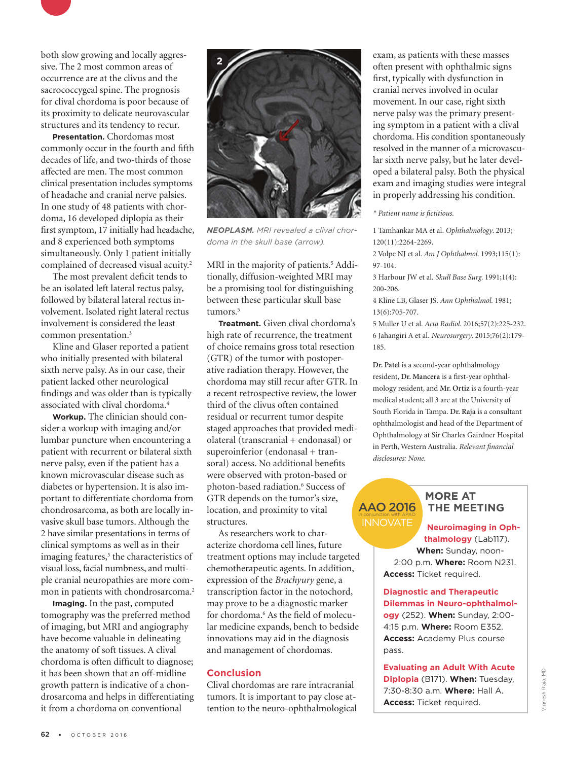both slow growing and locally aggressive. The 2 most common areas of occurrence are at the clivus and the sacrococcygeal spine. The prognosis for clival chordoma is poor because of its proximity to delicate neurovascular structures and its tendency to recur.

**Presentation.** Chordomas most commonly occur in the fourth and fifth decades of life, and two-thirds of those affected are men. The most common clinical presentation includes symptoms of headache and cranial nerve palsies. In one study of 48 patients with chordoma, 16 developed diplopia as their first symptom, 17 initially had headache, and 8 experienced both symptoms simultaneously. Only 1 patient initially complained of decreased visual acuity.[2]

The most prevalent deficit tends to be an isolated left lateral rectus palsy, followed by bilateral lateral rectus involvement. Isolated right lateral rectus involvement is considered the least common presentation.[3]

Kline and Glaser reported a patient who initially presented with bilateral sixth nerve palsy. As in our case, their patient lacked other neurological findings and was older than is typically associated with clival chordoma.[4]

**Workup.** The clinician should consider a workup with imaging and/or lumbar puncture when encountering a patient with recurrent or bilateral sixth nerve palsy, even if the patient has a known microvascular disease such as diabetes or hypertension. It is also important to differentiate chordoma from chondrosarcoma, as both are locally invasive skull base tumors. Although the 2 have similar presentations in terms of clinical symptoms as well as in their imaging features,[5] the characteristics of visual loss, facial numbness, and multiple cranial neuropathies are more common in patients with chondrosarcoma.[2]

**Imaging.** In the past, computed tomography was the preferred method of imaging, but MRI and angiography have become valuable in delineating the anatomy of soft tissues. A clival chordoma is often difficult to diagnose; it has been shown that an off-midline growth pattern is indicative of a chondrosarcoma and helps in differentiating it from a chordoma on conventional MRI in the majority of patients.[5] Additionally, diffusion-weighted MRI may be a promising tool for distinguishing between these particular skull base tumors.[5]

**2**

***NEOPLASM.*** *MRI revealed a clival chordoma in the skull base (arrow).*

**Treatment.** Given clival chordoma's high rate of recurrence, the treatment of choice remains gross total resection (GTR) of the tumor with postoperative radiation therapy. However, the chordoma may still recur after GTR. In a recent retrospective review, the lower third of the clivus often contained residual or recurrent tumor despite staged approaches that provided mediolateral (transcranial + endonasal) or superoinferior (endonasal + transoral) access. No additional benefits were observed with proton-based or photon-based radiation.[6] Success of GTR depends on the tumor's size, location, and proximity to vital structures.

As researchers work to characterize chordoma cell lines, future treatment options may include targeted chemotherapeutic agents. In addition, expression of the *Brachyury* gene, a transcription factor in the notochord, may prove to be a diagnostic marker for chordoma.[6] As the field of molecular medicine expands, bench to bedside innovations may aid in the diagnosis and management of chordomas.

## Conclusion

Clival chordomas are rare intracranial tumors. It is important to pay close attention to the neuro-ophthalmological exam, as patients with these masses often present with ophthalmic signs first, typically with dysfunction in cranial nerves involved in ocular movement. In our case, right sixth nerve palsy was the primary presenting symptom in a patient with a clival chordoma. His condition spontaneously resolved in the manner of a microvascular sixth nerve palsy, but he later developed a bilateral palsy. Both the physical exam and imaging studies were integral in properly addressing his condition.

*\* Patient name is fictitious.*

1 Tamhankar MA et al. *Ophthalmology.* 2013;120(11):2264-2269.
2 Volpe NJ et al. *Am J Ophthalmol.* 1993;115(1):97-104.
3 Harbour JW et al. *Skull Base Surg.* 1991;1(4):200-206.
4 Kline LB, Glaser JS. *Ann Ophthalmol.* 1981;13(6):705-707.
5 Muller U et al. *Acta Radiol.* 2016;57(2):225-232.
6 Jahangiri A et al. *Neurosurgery.* 2015;76(2):179-185.

**Dr. Patel** is a second-year ophthalmology resident, **Dr. Mancera** is a first-year ophthalmology resident, and **Mr. Ortiz** is a fourth-year medical student; all 3 are at the University of South Florida in Tampa. **Dr. Raja** is a consultant ophthalmologist and head of the Department of Ophthalmology at Sir Charles Gairdner Hospital in Perth, Western Australia. *Relevant financial disclosures: None.*

AAO 2016
In conjunction with APAO
INNOVATE

### MORE AT THE MEETING

**Neuroimaging in Ophthalmology** (Lab117). **When:** Sunday, noon-2:00 p.m. **Where:** Room N231. **Access:** Ticket required.

**Diagnostic and Therapeutic Dilemmas in Neuro-ophthalmology** (252). **When:** Sunday, 2:00-4:15 p.m. **Where:** Room E352. **Access:** Academy Plus course pass.

**Evaluating an Adult With Acute Diplopia** (B171). **When:** Tuesday, 7:30-8:30 a.m. **Where:** Hall A. **Access:** Ticket required.

Vignesh Raja, MD